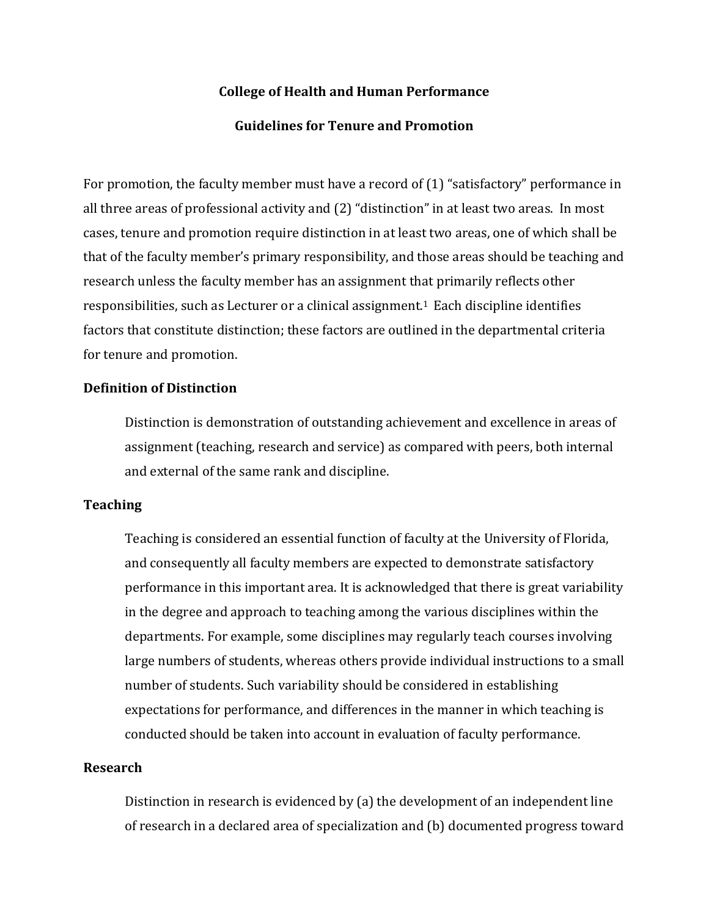# College of Health and Human Performance

## Guidelines for Tenure and Promotion

For promotion, the faculty member must have a record of (1) "satisfactory" performance in all three areas of professional activity and (2) "distinction" in at least two areas. In most cases, tenure and promotion require distinction in at least two areas, one of which shall be that of the faculty member's primary responsibility, and those areas should be teaching and research unless the faculty member has an assignment that primarily reflects other responsibilities, such as Lecturer or a clinical assignment.[1] Each discipline identifies factors that constitute distinction; these factors are outlined in the departmental criteria for tenure and promotion.

### Definition of Distinction

Distinction is demonstration of outstanding achievement and excellence in areas of assignment (teaching, research and service) as compared with peers, both internal and external of the same rank and discipline.

### Teaching

Teaching is considered an essential function of faculty at the University of Florida, and consequently all faculty members are expected to demonstrate satisfactory performance in this important area. It is acknowledged that there is great variability in the degree and approach to teaching among the various disciplines within the departments. For example, some disciplines may regularly teach courses involving large numbers of students, whereas others provide individual instructions to a small number of students. Such variability should be considered in establishing expectations for performance, and differences in the manner in which teaching is conducted should be taken into account in evaluation of faculty performance.

### Research

Distinction in research is evidenced by (a) the development of an independent line of research in a declared area of specialization and (b) documented progress toward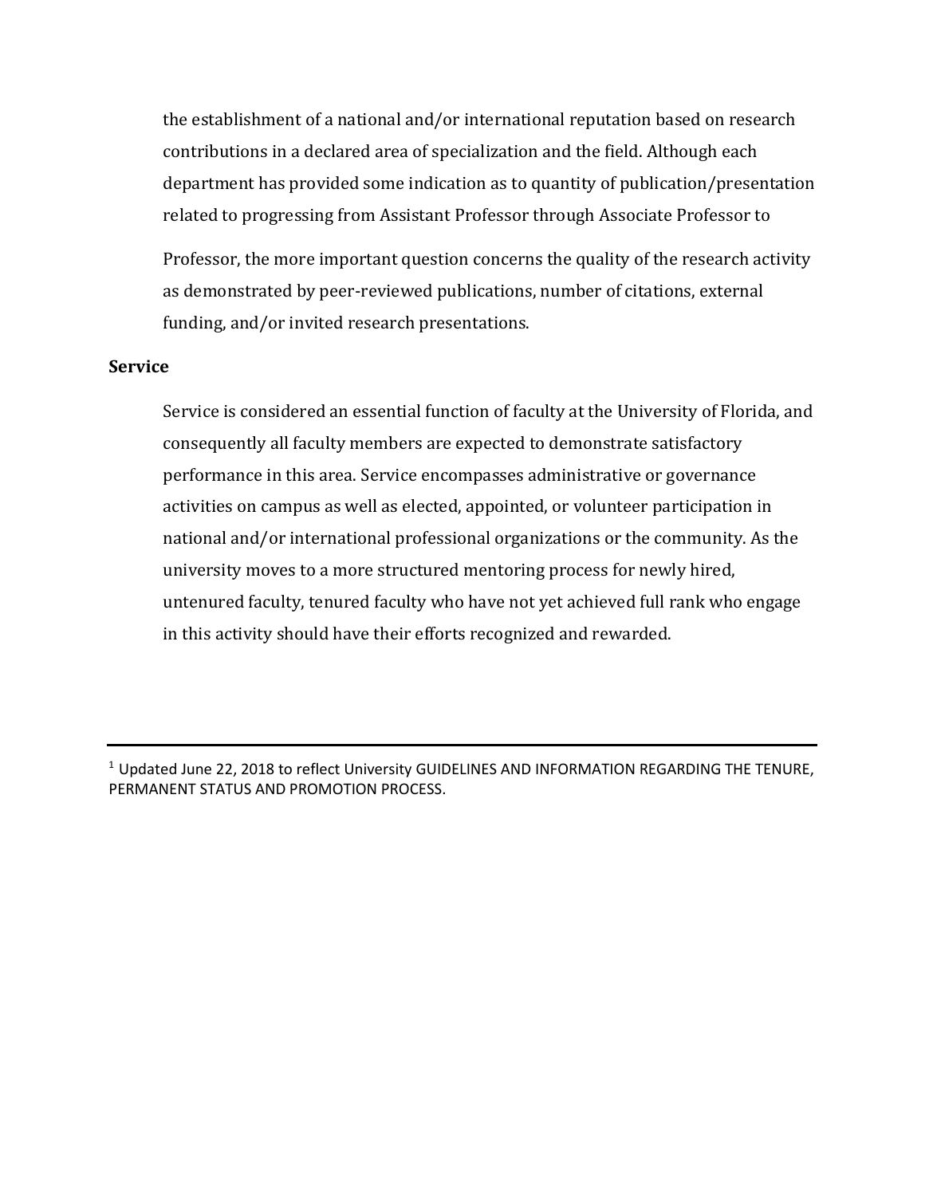the establishment of a national and/or international reputation based on research contributions in a declared area of specialization and the field. Although each department has provided some indication as to quantity of publication/presentation related to progressing from Assistant Professor through Associate Professor to Professor, the more important question concerns the quality of the research activity as demonstrated by peer-reviewed publications, number of citations, external funding, and/or invited research presentations.

**Service**

Service is considered an essential function of faculty at the University of Florida, and consequently all faculty members are expected to demonstrate satisfactory performance in this area. Service encompasses administrative or governance activities on campus as well as elected, appointed, or volunteer participation in national and/or international professional organizations or the community. As the university moves to a more structured mentoring process for newly hired, untenured faculty, tenured faculty who have not yet achieved full rank who engage in this activity should have their efforts recognized and rewarded.

---

[1] Updated June 22, 2018 to reflect University GUIDELINES AND INFORMATION REGARDING THE TENURE, PERMANENT STATUS AND PROMOTION PROCESS.